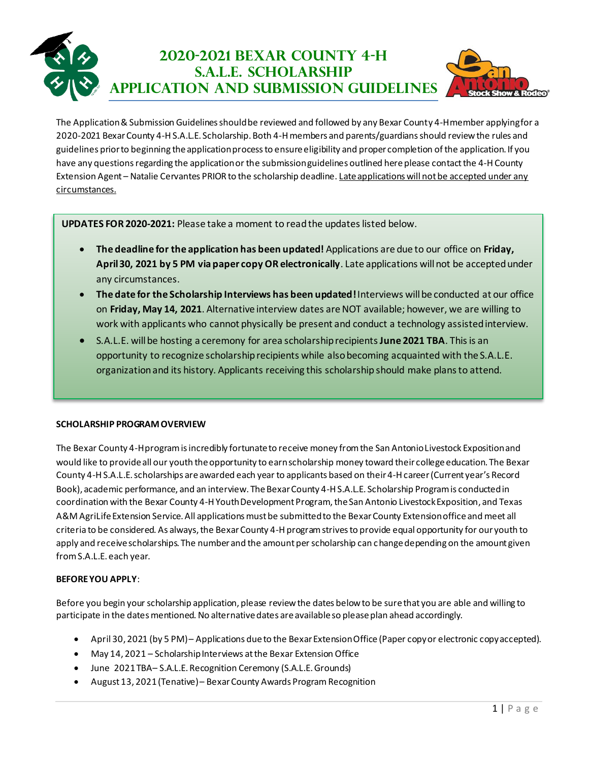# 2020-2021 Bexar County 4-H S.A.L.E. Scholarship Application and Submission Guidelines

The Application & Submission Guidelines should be reviewed and followed by any Bexar County 4-H member applying for a 2020-2021 Bexar County 4-H S.A.L.E. Scholarship. Both 4-H members and parents/guardians should review the rules and guidelines prior to beginning the application process to ensure eligibility and proper completion of the application. If you have any questions regarding the application or the submission guidelines outlined here please contact the 4-H County Extension Agent – Natalie Cervantes PRIOR to the scholarship deadline. Late applications will not be accepted under any circumstances.

**UPDATES FOR 2020-2021:** Please take a moment to read the updates listed below.

- **The deadline for the application has been updated!** Applications are due to our office on **Friday, April 30, 2021 by 5 PM via paper copy OR electronically**. Late applications will not be accepted under any circumstances.
- **The date for the Scholarship Interviews has been updated!** Interviews will be conducted at our office on **Friday, May 14, 2021**. Alternative interview dates are NOT available; however, we are willing to work with applicants who cannot physically be present and conduct a technology assisted interview.
- S.A.L.E. will be hosting a ceremony for area scholarship recipients **June 2021 TBA**. This is an opportunity to recognize scholarship recipients while also becoming acquainted with the S.A.L.E. organization and its history. Applicants receiving this scholarship should make plans to attend.

**SCHOLARSHIP PROGRAM OVERVIEW**

The Bexar County 4-H program is incredibly fortunate to receive money from the San Antonio Livestock Exposition and would like to provide all our youth the opportunity to earn scholarship money toward their college education. The Bexar County 4-H S.A.L.E. scholarships are awarded each year to applicants based on their 4-H career (Current year's Record Book), academic performance, and an interview. The Bexar County 4-H S.A.L.E. Scholarship Program is conducted in coordination with the Bexar County 4-H Youth Development Program, the San Antonio Livestock Exposition, and Texas A&M AgriLife Extension Service. All applications must be submitted to the Bexar County Extension office and meet all criteria to be considered. As always, the Bexar County 4-H program strives to provide equal opportunity for our youth to apply and receive scholarships. The number and the amount per scholarship can change depending on the amount given from S.A.L.E. each year.

**BEFORE YOU APPLY**:

Before you begin your scholarship application, please review the dates below to be sure that you are able and willing to participate in the dates mentioned. No alternative dates are available so please plan ahead accordingly.

- April 30, 2021 (by 5 PM) – Applications due to the Bexar Extension Office (Paper copy or electronic copy accepted).
- May 14, 2021 – Scholarship Interviews at the Bexar Extension Office
- June 2021 TBA – S.A.L.E. Recognition Ceremony (S.A.L.E. Grounds)
- August 13, 2021 (Tenative) – Bexar County Awards Program Recognition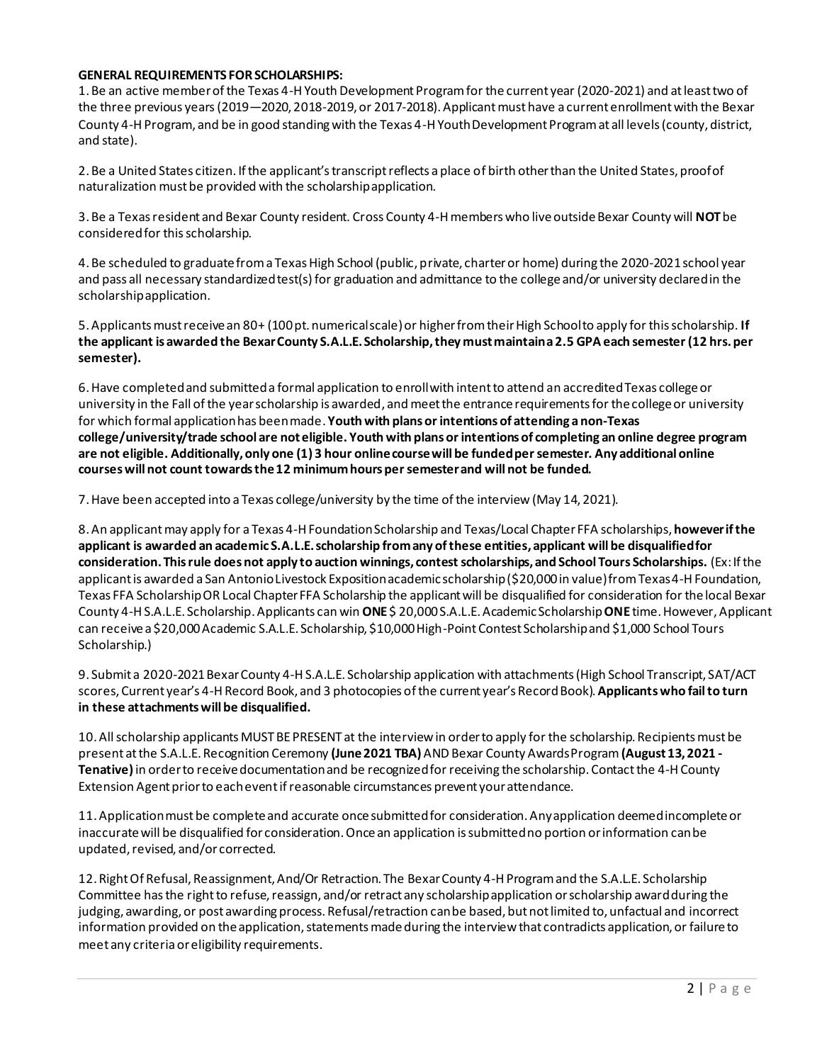**GENERAL REQUIREMENTS FOR SCHOLARSHIPS:**

1. Be an active member of the Texas 4-H Youth Development Program for the current year (2020-2021) and at least two of the three previous years (2019—2020, 2018-2019, or 2017-2018). Applicant must have a current enrollment with the Bexar County 4-H Program, and be in good standing with the Texas 4-H Youth Development Program at all levels (county, district, and state).

2. Be a United States citizen. If the applicant's transcript reflects a place of birth other than the United States, proof of naturalization must be provided with the scholarship application.

3. Be a Texas resident and Bexar County resident. Cross County 4-H members who live outside Bexar County will **NOT** be considered for this scholarship.

4. Be scheduled to graduate from a Texas High School (public, private, charter or home) during the 2020-2021 school year and pass all necessary standardized test(s) for graduation and admittance to the college and/or university declared in the scholarship application.

5. Applicants must receive an 80+ (100 pt. numerical scale) or higher from their High School to apply for this scholarship. **If the applicant is awarded the Bexar County S.A.L.E. Scholarship, they must maintain a 2.5 GPA each semester (12 hrs. per semester).**

6. Have completed and submitted a formal application to enroll with intent to attend an accredited Texas college or university in the Fall of the year scholarship is awarded, and meet the entrance requirements for the college or university for which formal application has been made. **Youth with plans or intentions of attending a non-Texas college/university/trade school are not eligible. Youth with plans or intentions of completing an online degree program are not eligible. Additionally, only one (1) 3 hour online course will be funded per semester. Any additional online courses will not count towards the 12 minimum hours per semester and will not be funded.**

7. Have been accepted into a Texas college/university by the time of the interview (May 14, 2021).

8. An applicant may apply for a Texas 4-H Foundation Scholarship and Texas/Local Chapter FFA scholarships, **however if the applicant is awarded an academic S.A.L.E. scholarship from any of these entities, applicant will be disqualified for consideration. This rule does not apply to auction winnings, contest scholarships, and School Tours Scholarships.** (Ex: If the applicant is awarded a San Antonio Livestock Exposition academic scholarship ($20,000 in value) from Texas 4-H Foundation, Texas FFA Scholarship OR Local Chapter FFA Scholarship the applicant will be disqualified for consideration for the local Bexar County 4-H S.A.L.E. Scholarship. Applicants can win **ONE** $ 20,000 S.A.L.E. Academic Scholarship **ONE** time. However, Applicant can receive a $20,000 Academic S.A.L.E. Scholarship, $10,000 High-Point Contest Scholarship and $1,000 School Tours Scholarship.)

9. Submit a 2020-2021 Bexar County 4-H S.A.L.E. Scholarship application with attachments (High School Transcript, SAT/ACT scores, Current year's 4-H Record Book, and 3 photocopies of the current year's Record Book). **Applicants who fail to turn in these attachments will be disqualified.**

10. All scholarship applicants MUST BE PRESENT at the interview in order to apply for the scholarship. Recipients must be present at the S.A.L.E. Recognition Ceremony **(June 2021 TBA)** AND Bexar County Awards Program **(August 13, 2021 - Tenative)** in order to receive documentation and be recognized for receiving the scholarship. Contact the 4-H County Extension Agent prior to each event if reasonable circumstances prevent your attendance.

11. Application must be complete and accurate once submitted for consideration. Any application deemed incomplete or inaccurate will be disqualified for consideration. Once an application is submitted no portion or information can be updated, revised, and/or corrected.

12. Right Of Refusal, Reassignment, And/Or Retraction. The Bexar County 4-H Program and the S.A.L.E. Scholarship Committee has the right to refuse, reassign, and/or retract any scholarship application or scholarship award during the judging, awarding, or post awarding process. Refusal/retraction can be based, but not limited to, unfactual and incorrect information provided on the application, statements made during the interview that contradicts application, or failure to meet any criteria or eligibility requirements.